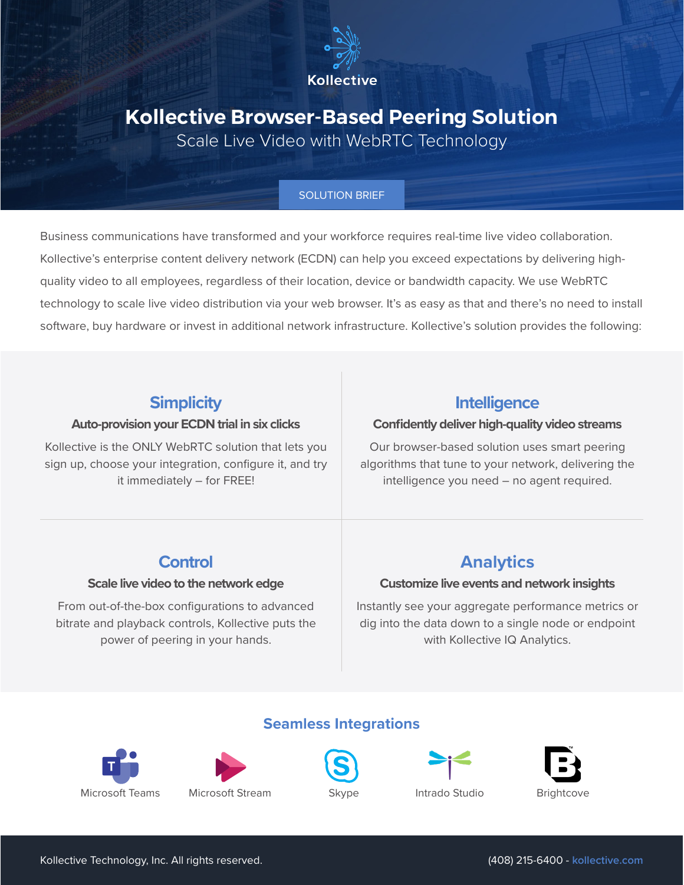Kollective

# Kollective Browser-Based Peering Solution

Scale Live Video with WebRTC Technology

SOLUTION BRIEF

Business communications have transformed and your workforce requires real-time live video collaboration. Kollective's enterprise content delivery network (ECDN) can help you exceed expectations by delivering high-quality video to all employees, regardless of their location, device or bandwidth capacity. We use WebRTC technology to scale live video distribution via your web browser. It's as easy as that and there's no need to install software, buy hardware or invest in additional network infrastructure. Kollective's solution provides the following:

## Simplicity

**Auto-provision your ECDN trial in six clicks**

Kollective is the ONLY WebRTC solution that lets you sign up, choose your integration, configure it, and try it immediately – for FREE!

## Intelligence

**Confidently deliver high-quality video streams**

Our browser-based solution uses smart peering algorithms that tune to your network, delivering the intelligence you need – no agent required.

## Control

**Scale live video to the network edge**

From out-of-the-box configurations to advanced bitrate and playback controls, Kollective puts the power of peering in your hands.

## Analytics

**Customize live events and network insights**

Instantly see your aggregate performance metrics or dig into the data down to a single node or endpoint with Kollective IQ Analytics.

## Seamless Integrations

- Microsoft Teams
- Microsoft Stream
- Skype
- Intrado Studio
- Brightcove

Kollective Technology, Inc. All rights reserved.

(408) 215-6400 - kollective.com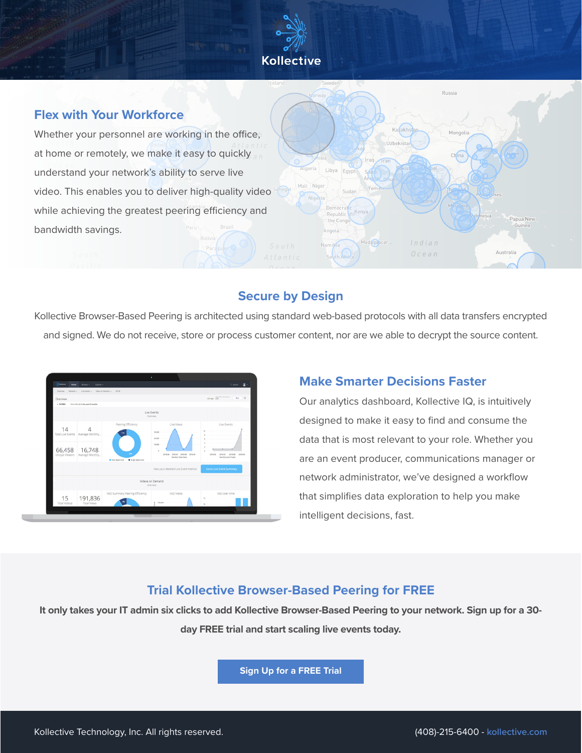Kollective

## Flex with Your Workforce

Whether your personnel are working in the office, at home or remotely, we make it easy to quickly understand your network's ability to serve live video. This enables you to deliver high-quality video while achieving the greatest peering efficiency and bandwidth savings.

## Secure by Design

Kollective Browser-Based Peering is architected using standard web-based protocols with all data transfers encrypted and signed. We do not receive, store or process customer content, nor are we able to decrypt the source content.

## Make Smarter Decisions Faster

Our analytics dashboard, Kollective IQ, is intuitively designed to make it easy to find and consume the data that is most relevant to your role. Whether you are an event producer, communications manager or network administrator, we've designed a workflow that simplifies data exploration to help you make intelligent decisions, fast.

## Trial Kollective Browser-Based Peering for FREE

**It only takes your IT admin six clicks to add Kollective Browser-Based Peering to your network. Sign up for a 30-day FREE trial and start scaling live events today.**

**Sign Up for a FREE Trial**

Kollective Technology, Inc. All rights reserved.

(408)-215-6400 - kollective.com